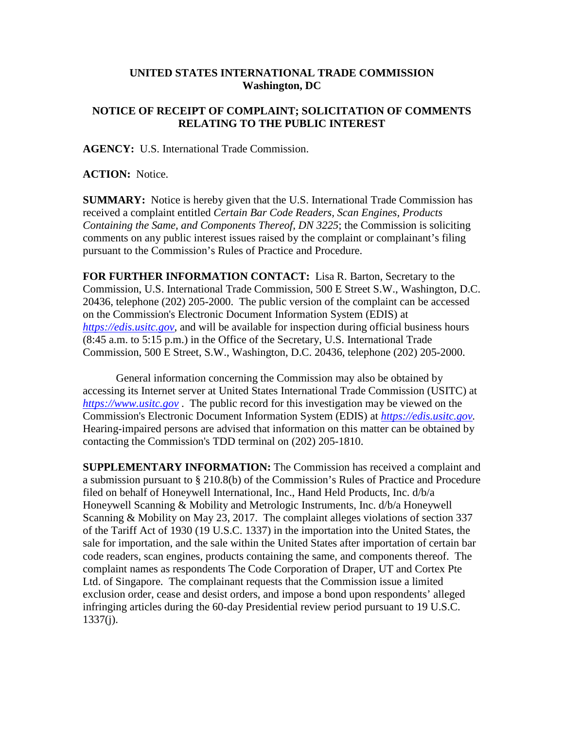**UNITED STATES INTERNATIONAL TRADE COMMISSION**
**Washington, DC**

**NOTICE OF RECEIPT OF COMPLAINT; SOLICITATION OF COMMENTS RELATING TO THE PUBLIC INTEREST**

**AGENCY:** U.S. International Trade Commission.

**ACTION:** Notice.

**SUMMARY:** Notice is hereby given that the U.S. International Trade Commission has received a complaint entitled *Certain Bar Code Readers, Scan Engines, Products Containing the Same, and Components Thereof, DN 3225*; the Commission is soliciting comments on any public interest issues raised by the complaint or complainant's filing pursuant to the Commission's Rules of Practice and Procedure.

**FOR FURTHER INFORMATION CONTACT:** Lisa R. Barton, Secretary to the Commission, U.S. International Trade Commission, 500 E Street S.W., Washington, D.C. 20436, telephone (202) 205-2000. The public version of the complaint can be accessed on the Commission's Electronic Document Information System (EDIS) at *https://edis.usitc.gov*, and will be available for inspection during official business hours (8:45 a.m. to 5:15 p.m.) in the Office of the Secretary, U.S. International Trade Commission, 500 E Street, S.W., Washington, D.C. 20436, telephone (202) 205-2000.

General information concerning the Commission may also be obtained by accessing its Internet server at United States International Trade Commission (USITC) at *https://www.usitc.gov* . The public record for this investigation may be viewed on the Commission's Electronic Document Information System (EDIS) at *https://edis.usitc.gov.* Hearing-impaired persons are advised that information on this matter can be obtained by contacting the Commission's TDD terminal on (202) 205-1810.

**SUPPLEMENTARY INFORMATION:** The Commission has received a complaint and a submission pursuant to § 210.8(b) of the Commission's Rules of Practice and Procedure filed on behalf of Honeywell International, Inc., Hand Held Products, Inc. d/b/a Honeywell Scanning & Mobility and Metrologic Instruments, Inc. d/b/a Honeywell Scanning & Mobility on May 23, 2017. The complaint alleges violations of section 337 of the Tariff Act of 1930 (19 U.S.C. 1337) in the importation into the United States, the sale for importation, and the sale within the United States after importation of certain bar code readers, scan engines, products containing the same, and components thereof. The complaint names as respondents The Code Corporation of Draper, UT and Cortex Pte Ltd. of Singapore. The complainant requests that the Commission issue a limited exclusion order, cease and desist orders, and impose a bond upon respondents' alleged infringing articles during the 60-day Presidential review period pursuant to 19 U.S.C. 1337(j).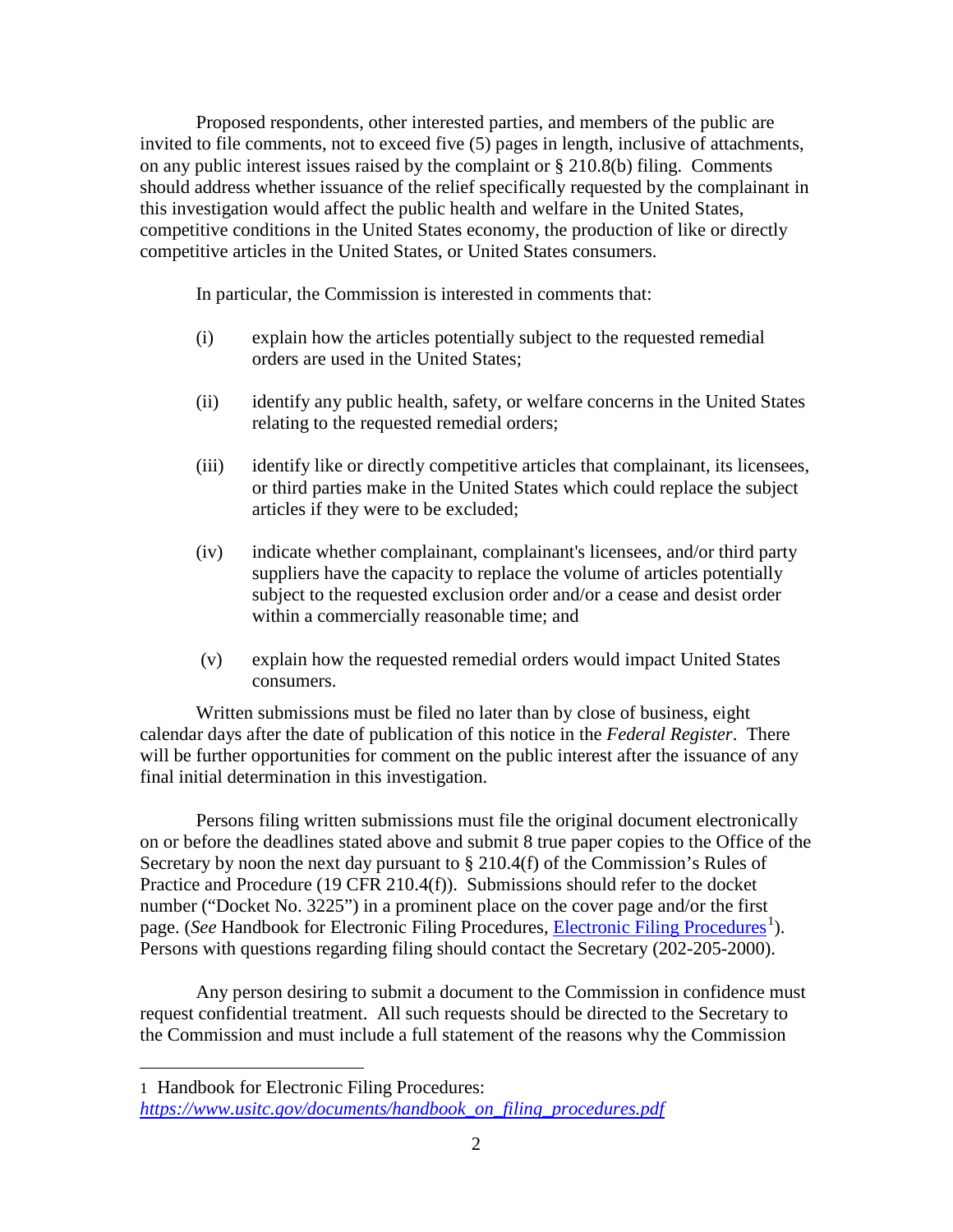Proposed respondents, other interested parties, and members of the public are invited to file comments, not to exceed five (5) pages in length, inclusive of attachments, on any public interest issues raised by the complaint or § 210.8(b) filing. Comments should address whether issuance of the relief specifically requested by the complainant in this investigation would affect the public health and welfare in the United States, competitive conditions in the United States economy, the production of like or directly competitive articles in the United States, or United States consumers.

In particular, the Commission is interested in comments that:

(i) explain how the articles potentially subject to the requested remedial orders are used in the United States;

(ii) identify any public health, safety, or welfare concerns in the United States relating to the requested remedial orders;

(iii) identify like or directly competitive articles that complainant, its licensees, or third parties make in the United States which could replace the subject articles if they were to be excluded;

(iv) indicate whether complainant, complainant's licensees, and/or third party suppliers have the capacity to replace the volume of articles potentially subject to the requested exclusion order and/or a cease and desist order within a commercially reasonable time; and

(v) explain how the requested remedial orders would impact United States consumers.

Written submissions must be filed no later than by close of business, eight calendar days after the date of publication of this notice in the *Federal Register*. There will be further opportunities for comment on the public interest after the issuance of any final initial determination in this investigation.

Persons filing written submissions must file the original document electronically on or before the deadlines stated above and submit 8 true paper copies to the Office of the Secretary by noon the next day pursuant to § 210.4(f) of the Commission's Rules of Practice and Procedure (19 CFR 210.4(f)). Submissions should refer to the docket number ("Docket No. 3225") in a prominent place on the cover page and/or the first page. (*See* Handbook for Electronic Filing Procedures, Electronic Filing Procedures[1]). Persons with questions regarding filing should contact the Secretary (202-205-2000).

Any person desiring to submit a document to the Commission in confidence must request confidential treatment. All such requests should be directed to the Secretary to the Commission and must include a full statement of the reasons why the Commission

---

1 Handbook for Electronic Filing Procedures: *https://www.usitc.gov/documents/handbook_on_filing_procedures.pdf*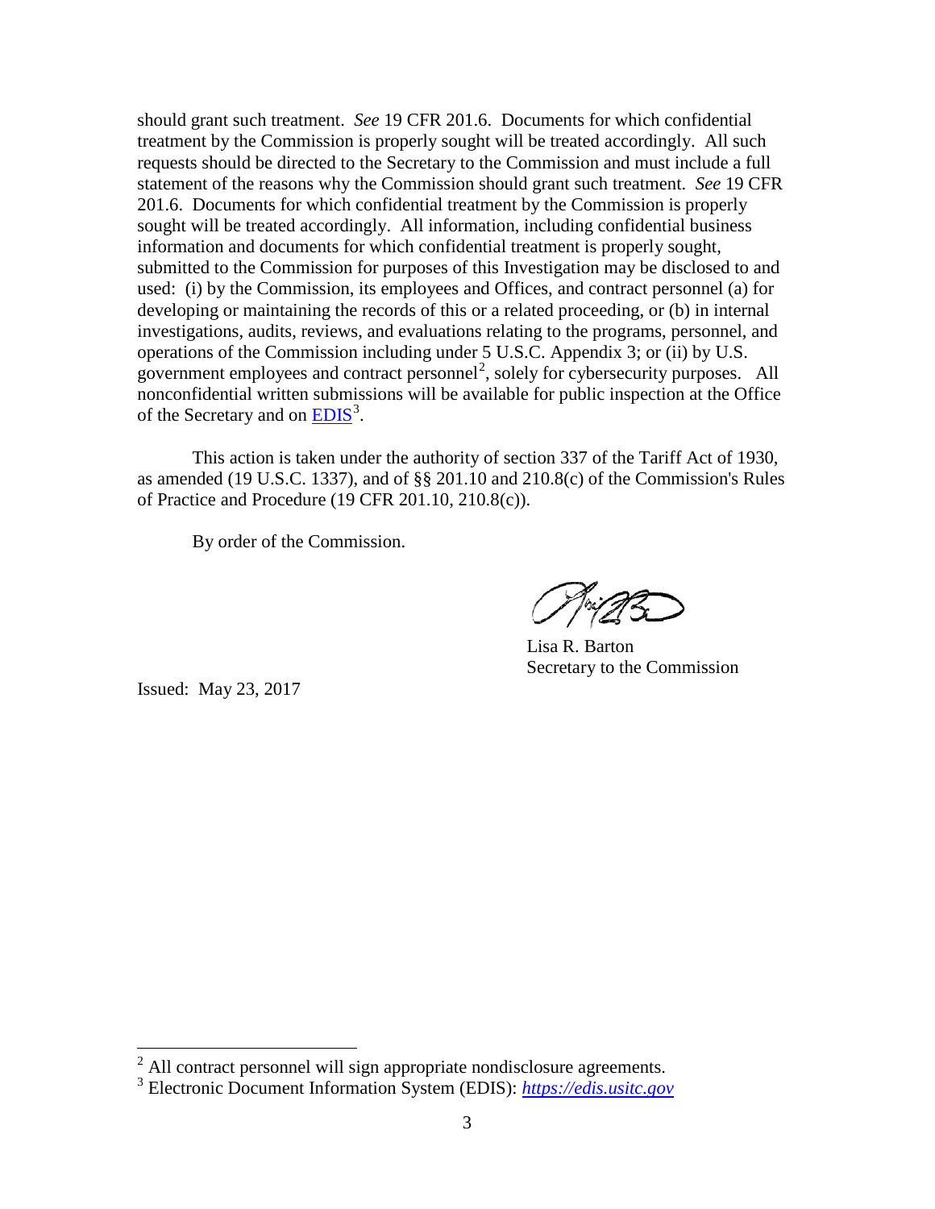should grant such treatment. *See* 19 CFR 201.6. Documents for which confidential treatment by the Commission is properly sought will be treated accordingly. All such requests should be directed to the Secretary to the Commission and must include a full statement of the reasons why the Commission should grant such treatment. *See* 19 CFR 201.6. Documents for which confidential treatment by the Commission is properly sought will be treated accordingly. All information, including confidential business information and documents for which confidential treatment is properly sought, submitted to the Commission for purposes of this Investigation may be disclosed to and used: (i) by the Commission, its employees and Offices, and contract personnel (a) for developing or maintaining the records of this or a related proceeding, or (b) in internal investigations, audits, reviews, and evaluations relating to the programs, personnel, and operations of the Commission including under 5 U.S.C. Appendix 3; or (ii) by U.S. government employees and contract personnel[2], solely for cybersecurity purposes. All nonconfidential written submissions will be available for public inspection at the Office of the Secretary and on EDIS[3].

This action is taken under the authority of section 337 of the Tariff Act of 1930, as amended (19 U.S.C. 1337), and of §§ 201.10 and 210.8(c) of the Commission's Rules of Practice and Procedure (19 CFR 201.10, 210.8(c)).

By order of the Commission.

Lisa R. Barton
Secretary to the Commission

Issued: May 23, 2017

---

[2] All contract personnel will sign appropriate nondisclosure agreements.

[3] Electronic Document Information System (EDIS): *https://edis.usitc.gov*